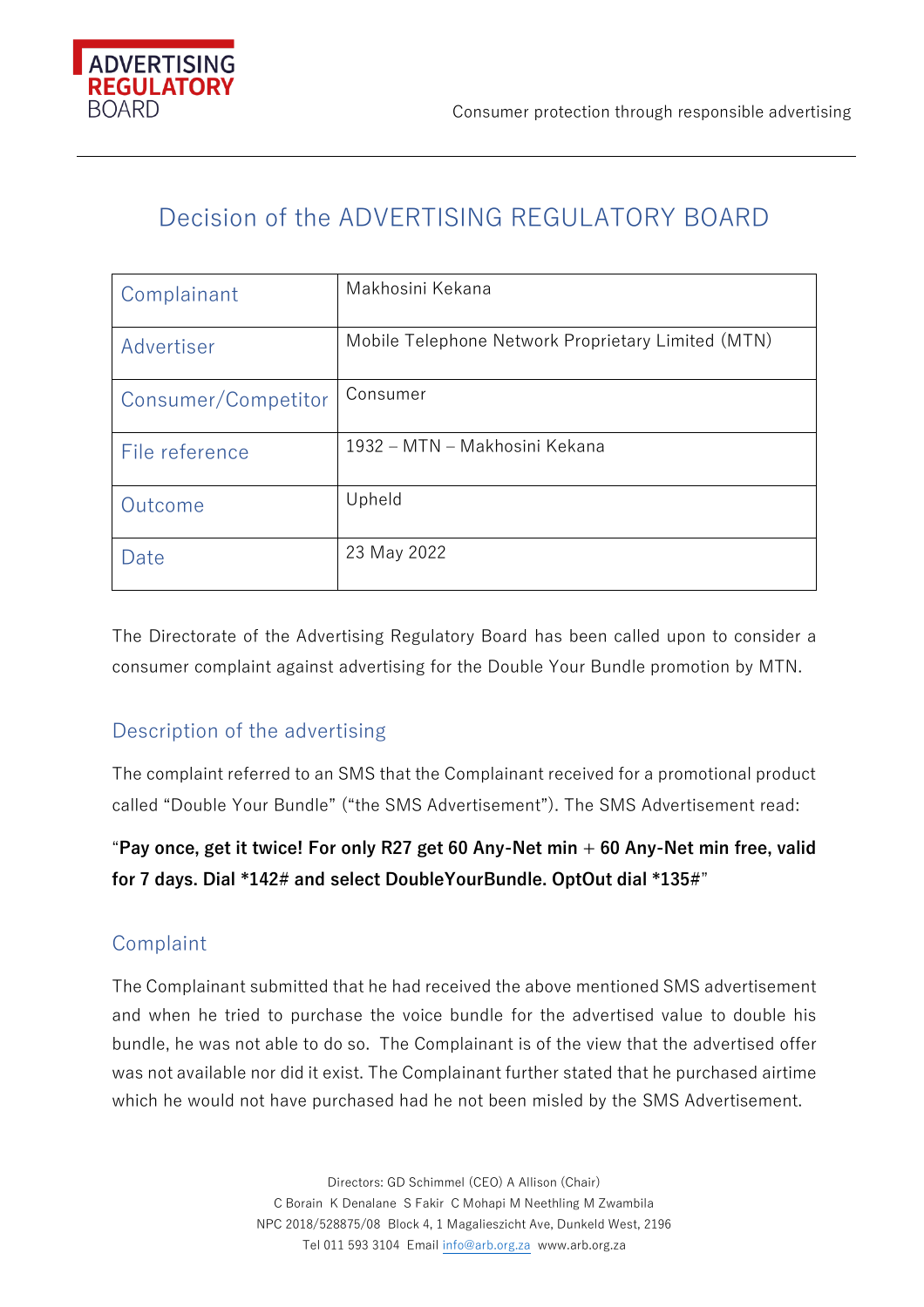# Decision of the ADVERTISING REGULATORY BOARD

| Complainant | Makhosini Kekana |
|---|---|
| Advertiser | Mobile Telephone Network Proprietary Limited (MTN) |
| Consumer/Competitor | Consumer |
| File reference | 1932 – MTN – Makhosini Kekana |
| Outcome | Upheld |
| Date | 23 May 2022 |

The Directorate of the Advertising Regulatory Board has been called upon to consider a consumer complaint against advertising for the Double Your Bundle promotion by MTN.

## Description of the advertising

The complaint referred to an SMS that the Complainant received for a promotional product called "Double Your Bundle" ("the SMS Advertisement"). The SMS Advertisement read:

"**Pay once, get it twice! For only R27 get 60 Any-Net min + 60 Any-Net min free, valid for 7 days. Dial *142# and select DoubleYourBundle. OptOut dial *135#**"

## Complaint

The Complainant submitted that he had received the above mentioned SMS advertisement and when he tried to purchase the voice bundle for the advertised value to double his bundle, he was not able to do so. The Complainant is of the view that the advertised offer was not available nor did it exist. The Complainant further stated that he purchased airtime which he would not have purchased had he not been misled by the SMS Advertisement.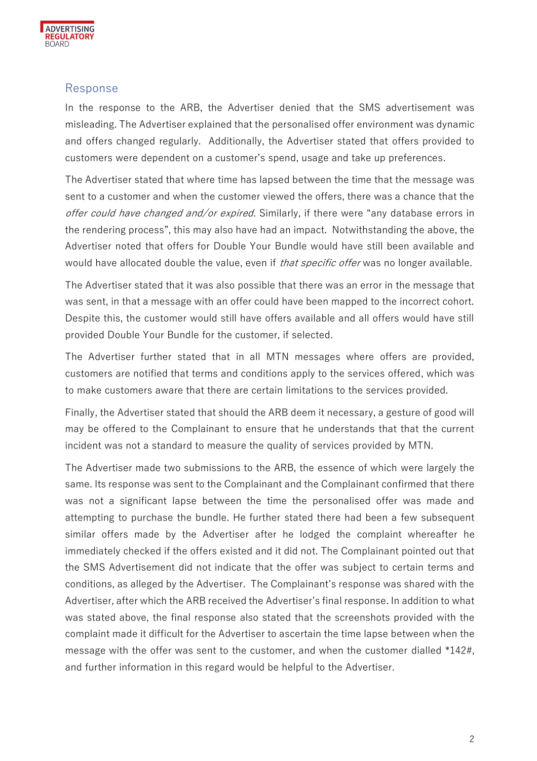## Response

In the response to the ARB, the Advertiser denied that the SMS advertisement was misleading. The Advertiser explained that the personalised offer environment was dynamic and offers changed regularly. Additionally, the Advertiser stated that offers provided to customers were dependent on a customer's spend, usage and take up preferences.

The Advertiser stated that where time has lapsed between the time that the message was sent to a customer and when the customer viewed the offers, there was a chance that the *offer could have changed and/or expired*. Similarly, if there were "any database errors in the rendering process", this may also have had an impact. Notwithstanding the above, the Advertiser noted that offers for Double Your Bundle would have still been available and would have allocated double the value, even if *that specific offer* was no longer available.

The Advertiser stated that it was also possible that there was an error in the message that was sent, in that a message with an offer could have been mapped to the incorrect cohort. Despite this, the customer would still have offers available and all offers would have still provided Double Your Bundle for the customer, if selected.

The Advertiser further stated that in all MTN messages where offers are provided, customers are notified that terms and conditions apply to the services offered, which was to make customers aware that there are certain limitations to the services provided.

Finally, the Advertiser stated that should the ARB deem it necessary, a gesture of good will may be offered to the Complainant to ensure that he understands that that the current incident was not a standard to measure the quality of services provided by MTN.

The Advertiser made two submissions to the ARB, the essence of which were largely the same. Its response was sent to the Complainant and the Complainant confirmed that there was not a significant lapse between the time the personalised offer was made and attempting to purchase the bundle. He further stated there had been a few subsequent similar offers made by the Advertiser after he lodged the complaint whereafter he immediately checked if the offers existed and it did not. The Complainant pointed out that the SMS Advertisement did not indicate that the offer was subject to certain terms and conditions, as alleged by the Advertiser. The Complainant's response was shared with the Advertiser, after which the ARB received the Advertiser's final response. In addition to what was stated above, the final response also stated that the screenshots provided with the complaint made it difficult for the Advertiser to ascertain the time lapse between when the message with the offer was sent to the customer, and when the customer dialled *142#, and further information in this regard would be helpful to the Advertiser.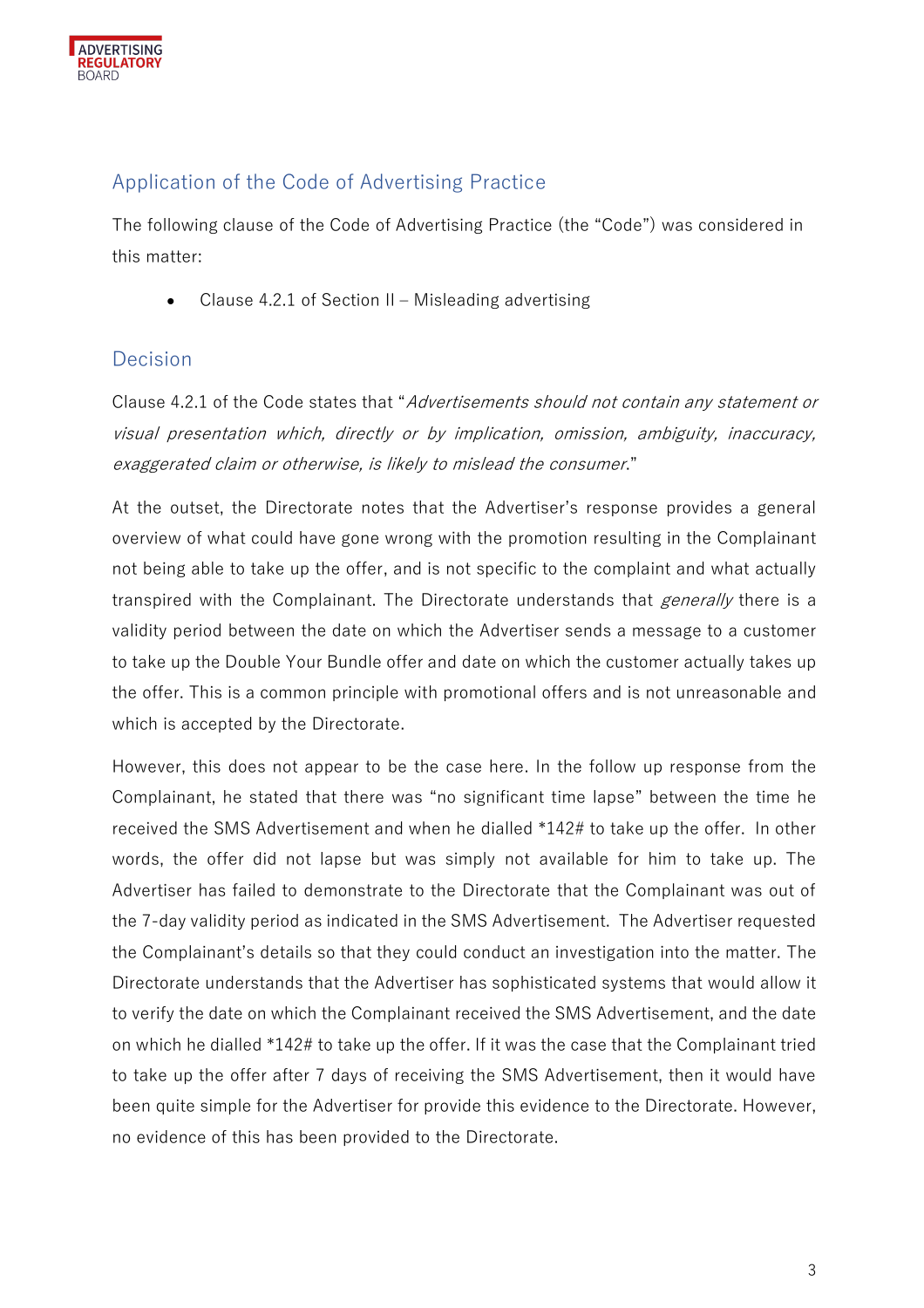## Application of the Code of Advertising Practice

The following clause of the Code of Advertising Practice (the "Code") was considered in this matter:

- Clause 4.2.1 of Section II – Misleading advertising

## Decision

Clause 4.2.1 of the Code states that "*Advertisements should not contain any statement or visual presentation which, directly or by implication, omission, ambiguity, inaccuracy, exaggerated claim or otherwise, is likely to mislead the consumer.*"

At the outset, the Directorate notes that the Advertiser's response provides a general overview of what could have gone wrong with the promotion resulting in the Complainant not being able to take up the offer, and is not specific to the complaint and what actually transpired with the Complainant. The Directorate understands that *generally* there is a validity period between the date on which the Advertiser sends a message to a customer to take up the Double Your Bundle offer and date on which the customer actually takes up the offer. This is a common principle with promotional offers and is not unreasonable and which is accepted by the Directorate.

However, this does not appear to be the case here. In the follow up response from the Complainant, he stated that there was "no significant time lapse" between the time he received the SMS Advertisement and when he dialled *142# to take up the offer. In other words, the offer did not lapse but was simply not available for him to take up. The Advertiser has failed to demonstrate to the Directorate that the Complainant was out of the 7-day validity period as indicated in the SMS Advertisement. The Advertiser requested the Complainant's details so that they could conduct an investigation into the matter. The Directorate understands that the Advertiser has sophisticated systems that would allow it to verify the date on which the Complainant received the SMS Advertisement, and the date on which he dialled *142# to take up the offer. If it was the case that the Complainant tried to take up the offer after 7 days of receiving the SMS Advertisement, then it would have been quite simple for the Advertiser for provide this evidence to the Directorate. However, no evidence of this has been provided to the Directorate.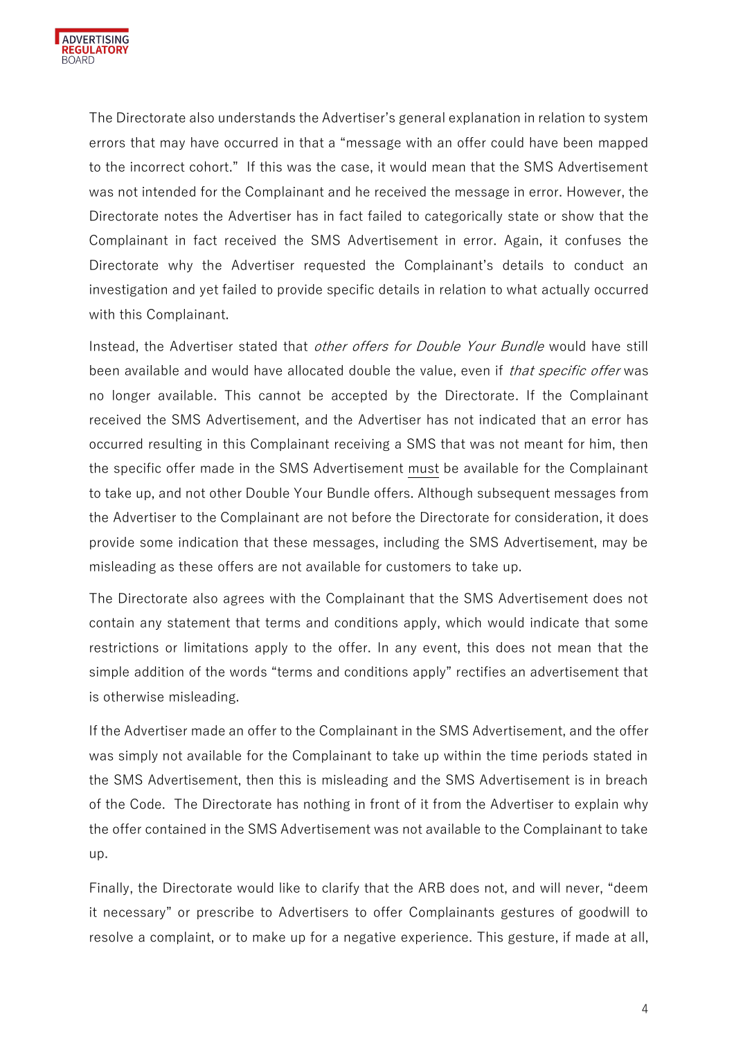The Directorate also understands the Advertiser's general explanation in relation to system errors that may have occurred in that a "message with an offer could have been mapped to the incorrect cohort." If this was the case, it would mean that the SMS Advertisement was not intended for the Complainant and he received the message in error. However, the Directorate notes the Advertiser has in fact failed to categorically state or show that the Complainant in fact received the SMS Advertisement in error. Again, it confuses the Directorate why the Advertiser requested the Complainant's details to conduct an investigation and yet failed to provide specific details in relation to what actually occurred with this Complainant.

Instead, the Advertiser stated that *other offers for Double Your Bundle* would have still been available and would have allocated double the value, even if *that specific offer* was no longer available. This cannot be accepted by the Directorate. If the Complainant received the SMS Advertisement, and the Advertiser has not indicated that an error has occurred resulting in this Complainant receiving a SMS that was not meant for him, then the specific offer made in the SMS Advertisement <u>must</u> be available for the Complainant to take up, and not other Double Your Bundle offers. Although subsequent messages from the Advertiser to the Complainant are not before the Directorate for consideration, it does provide some indication that these messages, including the SMS Advertisement, may be misleading as these offers are not available for customers to take up.

The Directorate also agrees with the Complainant that the SMS Advertisement does not contain any statement that terms and conditions apply, which would indicate that some restrictions or limitations apply to the offer. In any event, this does not mean that the simple addition of the words "terms and conditions apply" rectifies an advertisement that is otherwise misleading.

If the Advertiser made an offer to the Complainant in the SMS Advertisement, and the offer was simply not available for the Complainant to take up within the time periods stated in the SMS Advertisement, then this is misleading and the SMS Advertisement is in breach of the Code. The Directorate has nothing in front of it from the Advertiser to explain why the offer contained in the SMS Advertisement was not available to the Complainant to take up.

Finally, the Directorate would like to clarify that the ARB does not, and will never, "deem it necessary" or prescribe to Advertisers to offer Complainants gestures of goodwill to resolve a complaint, or to make up for a negative experience. This gesture, if made at all,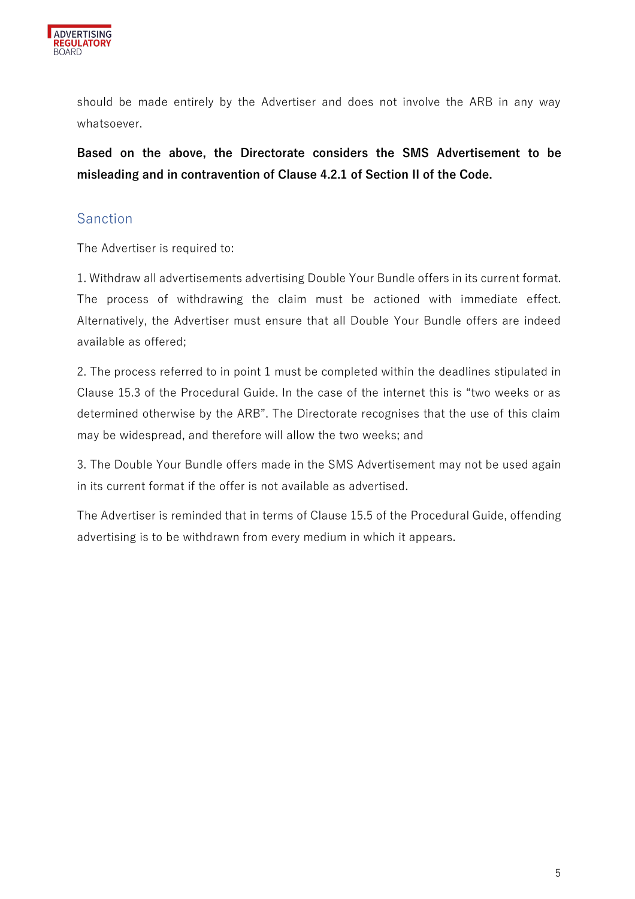should be made entirely by the Advertiser and does not involve the ARB in any way whatsoever.

**Based on the above, the Directorate considers the SMS Advertisement to be misleading and in contravention of Clause 4.2.1 of Section II of the Code.**

## Sanction

The Advertiser is required to:

1. Withdraw all advertisements advertising Double Your Bundle offers in its current format. The process of withdrawing the claim must be actioned with immediate effect. Alternatively, the Advertiser must ensure that all Double Your Bundle offers are indeed available as offered;

2. The process referred to in point 1 must be completed within the deadlines stipulated in Clause 15.3 of the Procedural Guide. In the case of the internet this is "two weeks or as determined otherwise by the ARB". The Directorate recognises that the use of this claim may be widespread, and therefore will allow the two weeks; and

3. The Double Your Bundle offers made in the SMS Advertisement may not be used again in its current format if the offer is not available as advertised.

The Advertiser is reminded that in terms of Clause 15.5 of the Procedural Guide, offending advertising is to be withdrawn from every medium in which it appears.